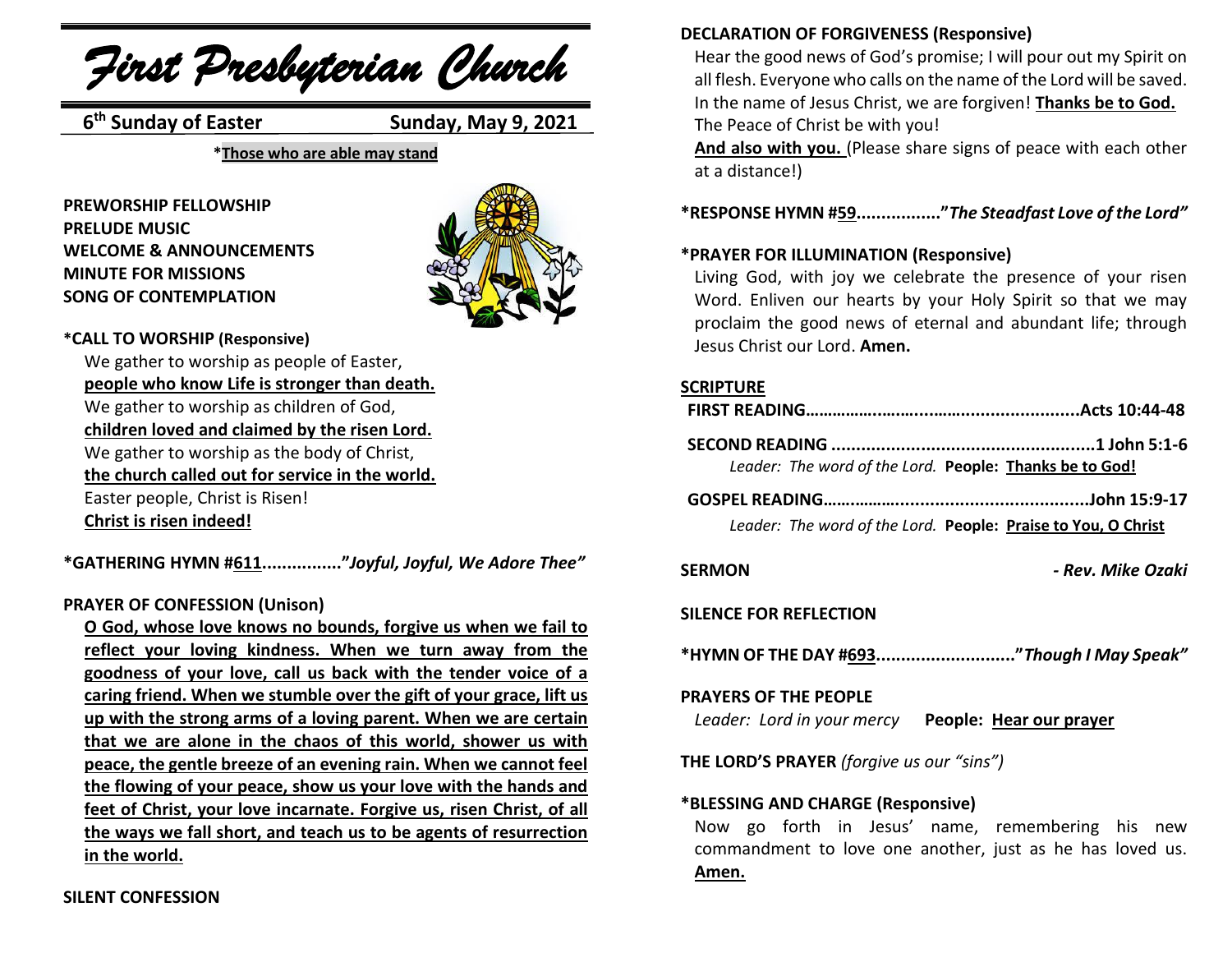# *First Presbyterian Church*

**6th Sunday of Easter** **Sunday, May 9, 2021**

***Those who are able may stand**

**PREWORSHIP FELLOWSHIP**
**PRELUDE MUSIC**
**WELCOME & ANNOUNCEMENTS**
**MINUTE FOR MISSIONS**
**SONG OF CONTEMPLATION**

**\*CALL TO WORSHIP (Responsive)**

We gather to worship as people of Easter,
**people who know Life is stronger than death.**
We gather to worship as children of God,
**children loved and claimed by the risen Lord.**
We gather to worship as the body of Christ,
**the church called out for service in the world.**
Easter people, Christ is Risen!
**Christ is risen indeed!**

**\*GATHERING HYMN #611................"*Joyful, Joyful, We Adore Thee*"**

**PRAYER OF CONFESSION (Unison)**

**O God, whose love knows no bounds, forgive us when we fail to reflect your loving kindness. When we turn away from the goodness of your love, call us back with the tender voice of a caring friend. When we stumble over the gift of your grace, lift us up with the strong arms of a loving parent. When we are certain that we are alone in the chaos of this world, shower us with peace, the gentle breeze of an evening rain. When we cannot feel the flowing of your peace, show us your love with the hands and feet of Christ, your love incarnate. Forgive us, risen Christ, of all the ways we fall short, and teach us to be agents of resurrection in the world.**

**SILENT CONFESSION**

**DECLARATION OF FORGIVENESS (Responsive)**

Hear the good news of God's promise; I will pour out my Spirit on all flesh. Everyone who calls on the name of the Lord will be saved. In the name of Jesus Christ, we are forgiven! **Thanks be to God.**
The Peace of Christ be with you!
**And also with you.** (Please share signs of peace with each other at a distance!)

**\*RESPONSE HYMN #59................"*The Steadfast Love of the Lord*"**

**\*PRAYER FOR ILLUMINATION (Responsive)**

Living God, with joy we celebrate the presence of your risen Word. Enliven our hearts by your Holy Spirit so that we may proclaim the good news of eternal and abundant life; through Jesus Christ our Lord. **Amen.**

**SCRIPTURE**

**FIRST READING.......................................................Acts 10:44-48**

**SECOND READING ....................................................1 John 5:1-6**
*Leader: The word of the Lord.* **People: Thanks be to God!**

**GOSPEL READING.....................................................John 15:9-17**
*Leader: The word of the Lord.* **People: Praise to You, O Christ**

**SERMON** ***- Rev. Mike Ozaki***

**SILENCE FOR REFLECTION**

**\*HYMN OF THE DAY #693..........................."*Though I May Speak*"**

**PRAYERS OF THE PEOPLE**
*Leader: Lord in your mercy* **People: Hear our prayer**

**THE LORD'S PRAYER** *(forgive us our "sins")*

**\*BLESSING AND CHARGE (Responsive)**

Now go forth in Jesus' name, remembering his new commandment to love one another, just as he has loved us. **Amen.**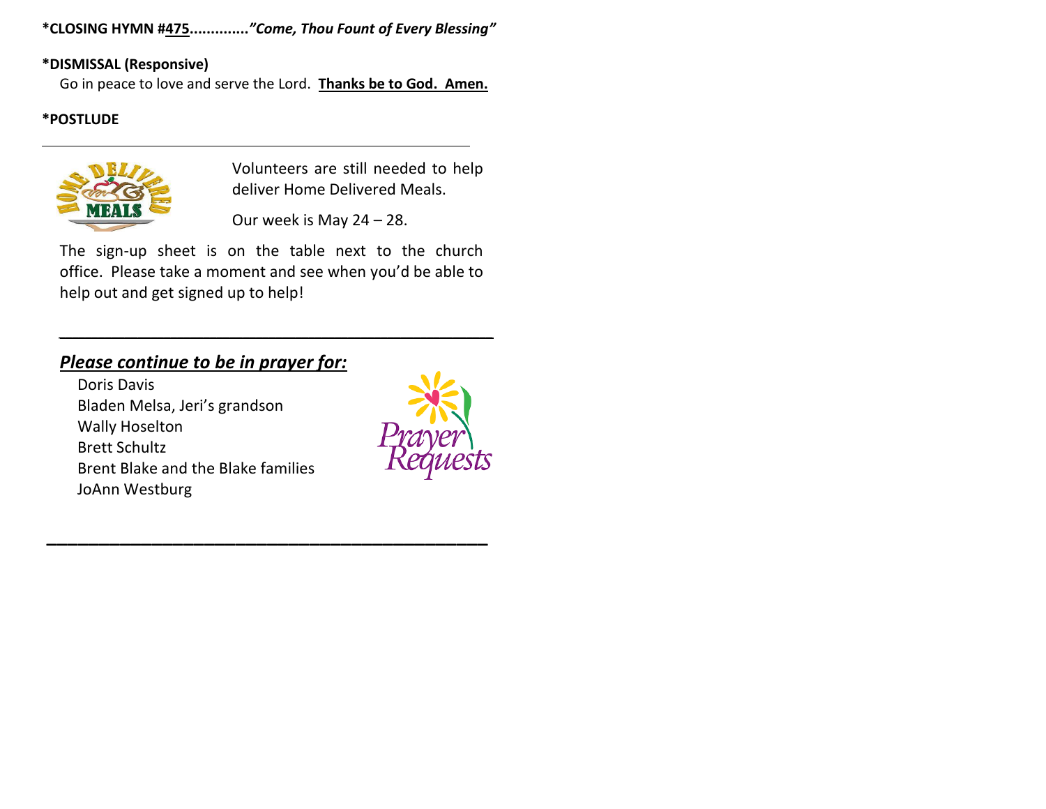**\*CLOSING HYMN #475.............*"Come, Thou Fount of Every Blessing"***

**\*DISMISSAL (Responsive)**

Go in peace to love and serve the Lord. **Thanks be to God. Amen.**

**\*POSTLUDE**

---

Volunteers are still needed to help deliver Home Delivered Meals.

Our week is May 24 – 28.

The sign-up sheet is on the table next to the church office. Please take a moment and see when you'd be able to help out and get signed up to help!

---

***Please continue to be in prayer for:***

Doris Davis
Bladen Melsa, Jeri's grandson
Wally Hoselton
Brett Schultz
Brent Blake and the Blake families
JoAnn Westburg

---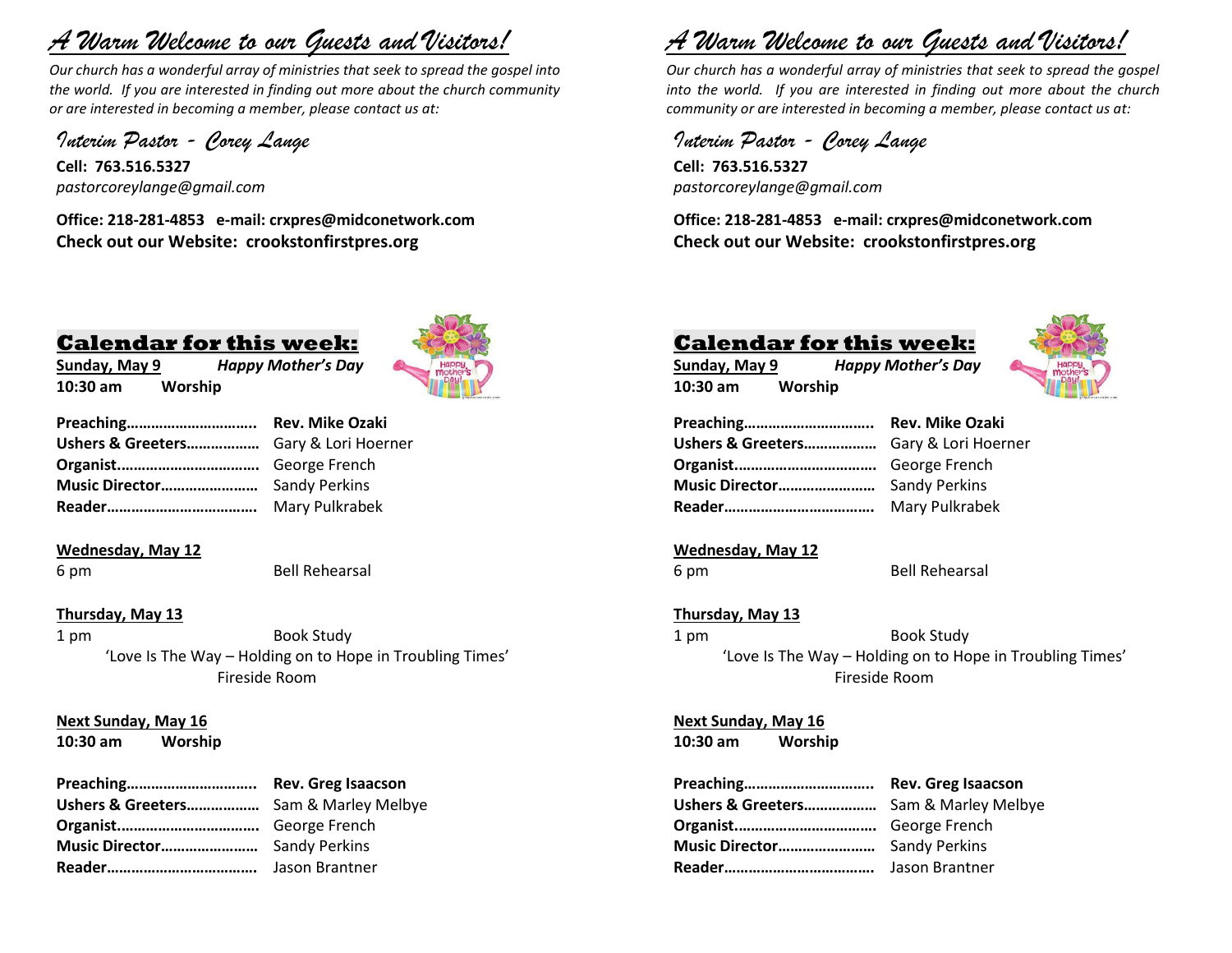# *A Warm Welcome to our Guests and Visitors!*

*Our church has a wonderful array of ministries that seek to spread the gospel into the world. If you are interested in finding out more about the church community or are interested in becoming a member, please contact us at:*

## *Interim Pastor - Corey Lange*

**Cell: 763.516.5327**
*pastorcoreylange@gmail.com*

**Office: 218-281-4853 e-mail: crxpres@midconetwork.com**
**Check out our Website: crookstonfirstpres.org**

## Calendar for this week:

**Sunday, May 9** ***Happy Mother's Day***
**10:30 am Worship**

**Preaching…………………………..** **Rev. Mike Ozaki**
**Ushers & Greeters………………** Gary & Lori Hoerner
**Organist……………………………..** George French
**Music Director……………………** Sandy Perkins
**Reader………………………………..** Mary Pulkrabek

**Wednesday, May 12**
6 pm Bell Rehearsal

**Thursday, May 13**
1 pm Book Study
'Love Is The Way – Holding on to Hope in Troubling Times'
Fireside Room

**Next Sunday, May 16**
**10:30 am Worship**

**Preaching…………………………..** **Rev. Greg Isaacson**
**Ushers & Greeters………………** Sam & Marley Melbye
**Organist……………………………..** George French
**Music Director……………………** Sandy Perkins
**Reader………………………………..** Jason Brantner

# *A Warm Welcome to our Guests and Visitors!*

*Our church has a wonderful array of ministries that seek to spread the gospel into the world. If you are interested in finding out more about the church community or are interested in becoming a member, please contact us at:*

## *Interim Pastor - Corey Lange*

**Cell: 763.516.5327**
*pastorcoreylange@gmail.com*

**Office: 218-281-4853 e-mail: crxpres@midconetwork.com**
**Check out our Website: crookstonfirstpres.org**

## Calendar for this week:

**Sunday, May 9** ***Happy Mother's Day***
**10:30 am Worship**

**Preaching…………………………..** **Rev. Mike Ozaki**
**Ushers & Greeters………………** Gary & Lori Hoerner
**Organist……………………………..** George French
**Music Director……………………** Sandy Perkins
**Reader………………………………..** Mary Pulkrabek

**Wednesday, May 12**
6 pm Bell Rehearsal

**Thursday, May 13**
1 pm Book Study
'Love Is The Way – Holding on to Hope in Troubling Times'
Fireside Room

**Next Sunday, May 16**
**10:30 am Worship**

**Preaching…………………………..** **Rev. Greg Isaacson**
**Ushers & Greeters………………** Sam & Marley Melbye
**Organist……………………………..** George French
**Music Director……………………** Sandy Perkins
**Reader………………………………..** Jason Brantner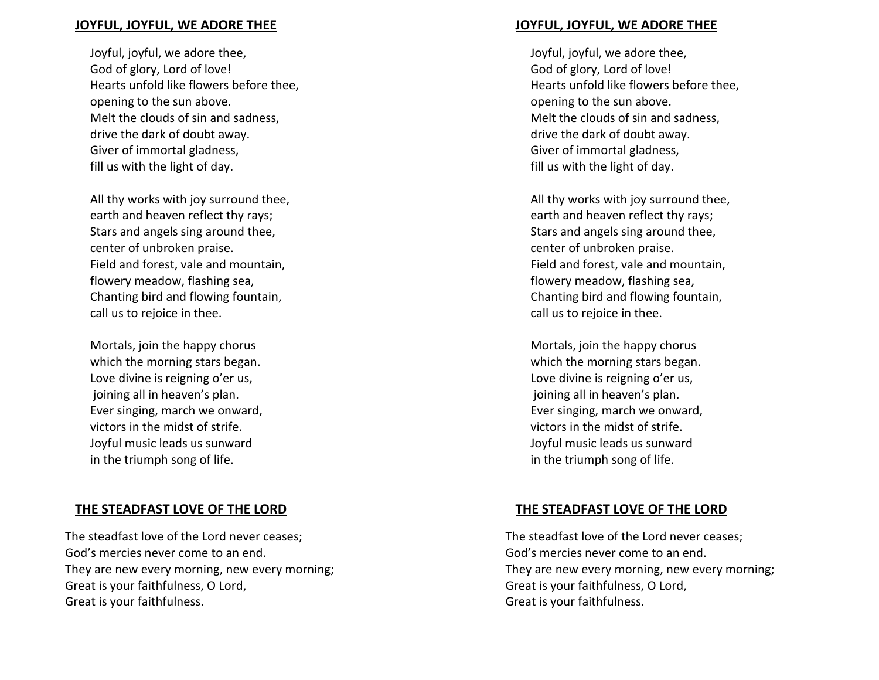**JOYFUL, JOYFUL, WE ADORE THEE**

Joyful, joyful, we adore thee,
God of glory, Lord of love!
Hearts unfold like flowers before thee,
opening to the sun above.
Melt the clouds of sin and sadness,
drive the dark of doubt away.
Giver of immortal gladness,
fill us with the light of day.

All thy works with joy surround thee,
earth and heaven reflect thy rays;
Stars and angels sing around thee,
center of unbroken praise.
Field and forest, vale and mountain,
flowery meadow, flashing sea,
Chanting bird and flowing fountain,
call us to rejoice in thee.

Mortals, join the happy chorus
which the morning stars began.
Love divine is reigning o'er us,
joining all in heaven's plan.
Ever singing, march we onward,
victors in the midst of strife.
Joyful music leads us sunward
in the triumph song of life.

**THE STEADFAST LOVE OF THE LORD**

The steadfast love of the Lord never ceases;
God's mercies never come to an end.
They are new every morning, new every morning;
Great is your faithfulness, O Lord,
Great is your faithfulness.

**JOYFUL, JOYFUL, WE ADORE THEE**

Joyful, joyful, we adore thee,
God of glory, Lord of love!
Hearts unfold like flowers before thee,
opening to the sun above.
Melt the clouds of sin and sadness,
drive the dark of doubt away.
Giver of immortal gladness,
fill us with the light of day.

All thy works with joy surround thee,
earth and heaven reflect thy rays;
Stars and angels sing around thee,
center of unbroken praise.
Field and forest, vale and mountain,
flowery meadow, flashing sea,
Chanting bird and flowing fountain,
call us to rejoice in thee.

Mortals, join the happy chorus
which the morning stars began.
Love divine is reigning o'er us,
joining all in heaven's plan.
Ever singing, march we onward,
victors in the midst of strife.
Joyful music leads us sunward
in the triumph song of life.

**THE STEADFAST LOVE OF THE LORD**

The steadfast love of the Lord never ceases;
God's mercies never come to an end.
They are new every morning, new every morning;
Great is your faithfulness, O Lord,
Great is your faithfulness.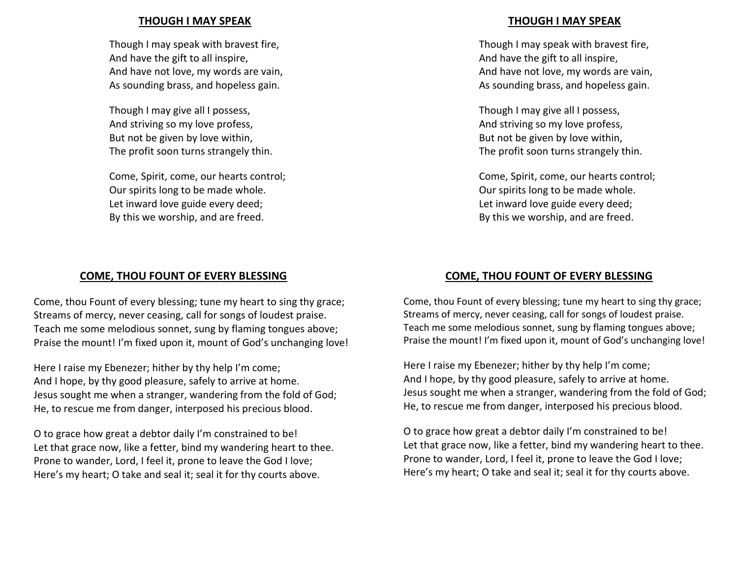**THOUGH I MAY SPEAK**

Though I may speak with bravest fire,
And have the gift to all inspire,
And have not love, my words are vain,
As sounding brass, and hopeless gain.

Though I may give all I possess,
And striving so my love profess,
But not be given by love within,
The profit soon turns strangely thin.

Come, Spirit, come, our hearts control;
Our spirits long to be made whole.
Let inward love guide every deed;
By this we worship, and are freed.

**COME, THOU FOUNT OF EVERY BLESSING**

Come, thou Fount of every blessing; tune my heart to sing thy grace;
Streams of mercy, never ceasing, call for songs of loudest praise.
Teach me some melodious sonnet, sung by flaming tongues above;
Praise the mount! I'm fixed upon it, mount of God's unchanging love!

Here I raise my Ebenezer; hither by thy help I'm come;
And I hope, by thy good pleasure, safely to arrive at home.
Jesus sought me when a stranger, wandering from the fold of God;
He, to rescue me from danger, interposed his precious blood.

O to grace how great a debtor daily I'm constrained to be!
Let that grace now, like a fetter, bind my wandering heart to thee.
Prone to wander, Lord, I feel it, prone to leave the God I love;
Here's my heart; O take and seal it; seal it for thy courts above.

**THOUGH I MAY SPEAK**

Though I may speak with bravest fire,
And have the gift to all inspire,
And have not love, my words are vain,
As sounding brass, and hopeless gain.

Though I may give all I possess,
And striving so my love profess,
But not be given by love within,
The profit soon turns strangely thin.

Come, Spirit, come, our hearts control;
Our spirits long to be made whole.
Let inward love guide every deed;
By this we worship, and are freed.

**COME, THOU FOUNT OF EVERY BLESSING**

Come, thou Fount of every blessing; tune my heart to sing thy grace;
Streams of mercy, never ceasing, call for songs of loudest praise.
Teach me some melodious sonnet, sung by flaming tongues above;
Praise the mount! I'm fixed upon it, mount of God's unchanging love!

Here I raise my Ebenezer; hither by thy help I'm come;
And I hope, by thy good pleasure, safely to arrive at home.
Jesus sought me when a stranger, wandering from the fold of God;
He, to rescue me from danger, interposed his precious blood.

O to grace how great a debtor daily I'm constrained to be!
Let that grace now, like a fetter, bind my wandering heart to thee.
Prone to wander, Lord, I feel it, prone to leave the God I love;
Here's my heart; O take and seal it; seal it for thy courts above.